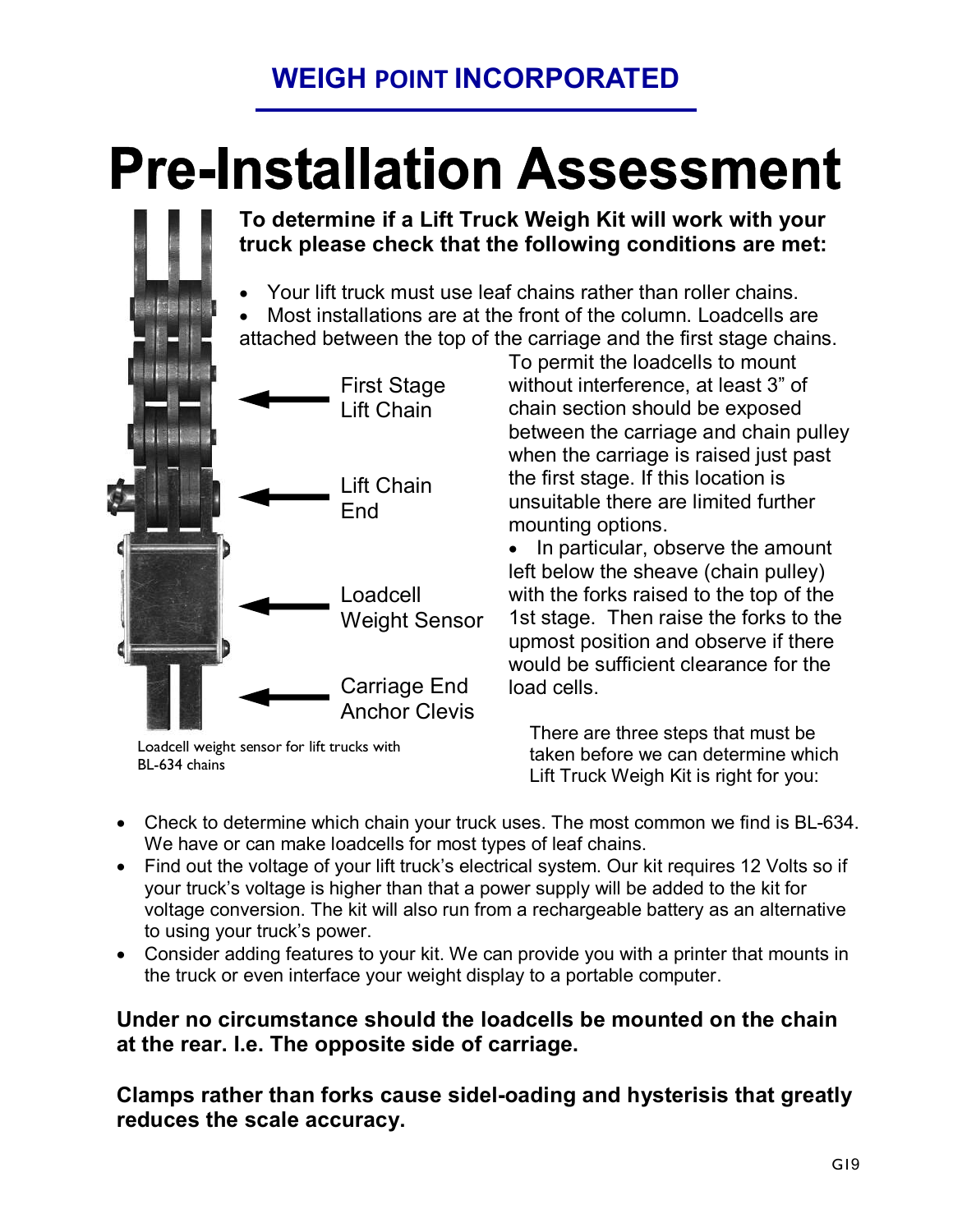## WEIGH POINT INCORPORATED

# Pre-Installation Assessment

**To determine if a Lift Truck Weigh Kit will work with your truck please check that the following conditions are met:**

- Your lift truck must use leaf chains rather than roller chains.
- Most installations are at the front of the column. Loadcells are attached between the top of the carriage and the first stage chains. To permit the loadcells to mount without interference, at least 3” of chain section should be exposed between the carriage and chain pulley when the carriage is raised just past the first stage. If this location is unsuitable there are limited further mounting options.
- In particular, observe the amount left below the sheave (chain pulley) with the forks raised to the top of the 1st stage. Then raise the forks to the upmost position and observe if there would be sufficient clearance for the load cells.

First Stage Lift Chain

Lift Chain End

Loadcell Weight Sensor

Carriage End Anchor Clevis

Loadcell weight sensor for lift trucks with BL-634 chains

There are three steps that must be taken before we can determine which Lift Truck Weigh Kit is right for you:

- Check to determine which chain your truck uses. The most common we find is BL-634. We have or can make loadcells for most types of leaf chains.
- Find out the voltage of your lift truck’s electrical system. Our kit requires 12 Volts so if your truck’s voltage is higher than that a power supply will be added to the kit for voltage conversion. The kit will also run from a rechargeable battery as an alternative to using your truck’s power.
- Consider adding features to your kit. We can provide you with a printer that mounts in the truck or even interface your weight display to a portable computer.

**Under no circumstance should the loadcells be mounted on the chain at the rear. I.e. The opposite side of carriage.**

**Clamps rather than forks cause sidel-oading and hysterisis that greatly reduces the scale accuracy.**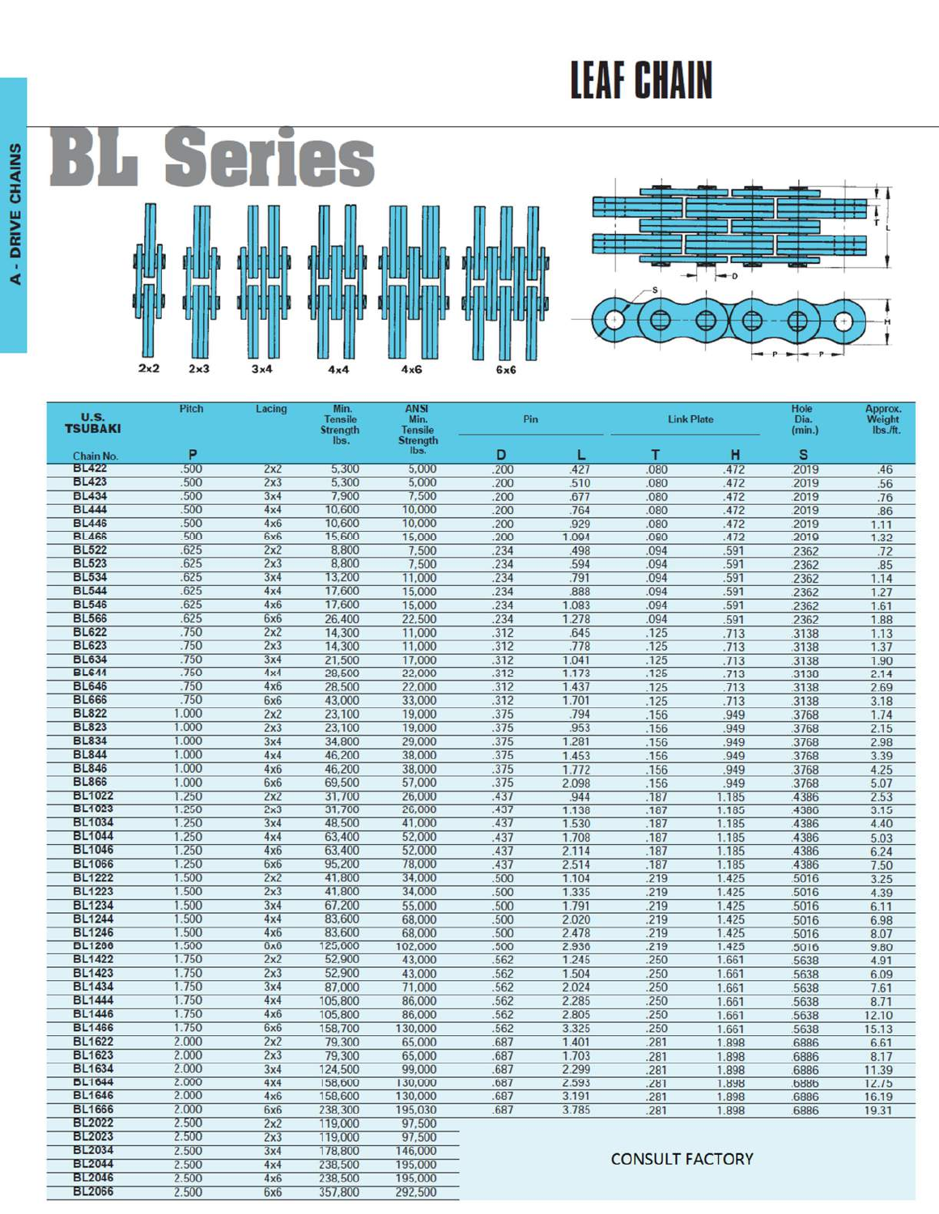# LEAF CHAIN

## BL Series

2x2 2x3 3x4 4x4 4x6 6x6

| U.S. TSUBAKI | Pitch | Lacing | Min. Tensile Strength lbs. | ANSI Min. Tensile Strength lbs. | Pin | | Link Plate | | Hole Dia. (min.) | Approx. Weight lbs./ft. |
|---|---|---|---|---|---|---|---|---|---|---|
| Chain No. | P | | | | D | L | T | H | S | |
| BL422 | .500 | 2x2 | 5,300 | 5,000 | .200 | .427 | .080 | .472 | .2019 | .46 |
| BL423 | .500 | 2x3 | 5,300 | 5,000 | .200 | .510 | .080 | .472 | .2019 | .56 |
| BL434 | .500 | 3x4 | 7,900 | 7,500 | .200 | .677 | .080 | .472 | .2019 | .76 |
| BL444 | .500 | 4x4 | 10,600 | 10,000 | .200 | .764 | .080 | .472 | .2019 | .86 |
| BL446 | .500 | 4x6 | 10,600 | 10,000 | .200 | .929 | .080 | .472 | .2019 | 1.11 |
| BL466 | .500 | 6x6 | 15,600 | 15,000 | .200 | 1.094 | .080 | .472 | .2019 | 1.32 |
| BL522 | .625 | 2x2 | 8,800 | 7,500 | .234 | .498 | .094 | .591 | .2362 | .72 |
| BL523 | .625 | 2x3 | 8,800 | 7,500 | .234 | .594 | .094 | .591 | .2362 | .85 |
| BL534 | .625 | 3x4 | 13,200 | 11,000 | .234 | .791 | .094 | .591 | .2362 | 1.14 |
| BL544 | .625 | 4x4 | 17,600 | 15,000 | .234 | .888 | .094 | .591 | .2362 | 1.27 |
| BL546 | .625 | 4x6 | 17,600 | 15,000 | .234 | 1.083 | .094 | .591 | .2362 | 1.61 |
| BL566 | .625 | 6x6 | 26,400 | 22,500 | .234 | 1.278 | .094 | .591 | .2362 | 1.88 |
| BL622 | .750 | 2x2 | 14,300 | 11,000 | .312 | .645 | .125 | .713 | .3138 | 1.13 |
| BL623 | .750 | 2x3 | 14,300 | 11,000 | .312 | .778 | .125 | .713 | .3138 | 1.37 |
| BL634 | .750 | 3x4 | 21,500 | 17,000 | .312 | 1.041 | .125 | .713 | .3138 | 1.90 |
| BL644 | .750 | 4x4 | 28,500 | 22,000 | .312 | 1.173 | .125 | .713 | .3138 | 2.14 |
| BL646 | .750 | 4x6 | 28,500 | 22,000 | .312 | 1.437 | .125 | .713 | .3138 | 2.69 |
| BL666 | .750 | 6x6 | 43,000 | 33,000 | .312 | 1.701 | .125 | .713 | .3138 | 3.18 |
| BL822 | 1.000 | 2x2 | 23,100 | 19,000 | .375 | .794 | .156 | .949 | .3768 | 1.74 |
| BL823 | 1.000 | 2x3 | 23,100 | 19,000 | .375 | .953 | .156 | .949 | .3768 | 2.15 |
| BL834 | 1.000 | 3x4 | 34,800 | 29,000 | .375 | 1.281 | .156 | .949 | .3768 | 2.98 |
| BL844 | 1.000 | 4x4 | 46,200 | 38,000 | .375 | 1.453 | .156 | .949 | .3768 | 3.39 |
| BL846 | 1.000 | 4x6 | 46,200 | 38,000 | .375 | 1.772 | .156 | .949 | .3768 | 4.25 |
| BL866 | 1.000 | 6x6 | 69,500 | 57,000 | .375 | 2.098 | .156 | .949 | .3768 | 5.07 |
| BL1022 | 1.250 | 2x2 | 31,700 | 26,000 | .437 | .944 | .187 | 1.185 | .4386 | 2.53 |
| BL1023 | 1.250 | 2x3 | 31,700 | 26,000 | .437 | 1.138 | .187 | 1.185 | .4386 | 3.15 |
| BL1034 | 1.250 | 3x4 | 48,500 | 41,000 | .437 | 1.530 | .187 | 1.185 | .4386 | 4.40 |
| BL1044 | 1.250 | 4x4 | 63,400 | 52,000 | .437 | 1.708 | .187 | 1.185 | .4386 | 5.03 |
| BL1046 | 1.250 | 4x6 | 63,400 | 52,000 | .437 | 2.114 | .187 | 1.185 | .4386 | 6.24 |
| BL1066 | 1.250 | 6x6 | 95,200 | 78,000 | .437 | 2.514 | .187 | 1.185 | .4386 | 7.50 |
| BL1222 | 1.500 | 2x2 | 41,800 | 34,000 | .500 | 1.104 | .219 | 1.425 | .5016 | 3.25 |
| BL1223 | 1.500 | 2x3 | 41,800 | 34,000 | .500 | 1.335 | .219 | 1.425 | .5016 | 4.39 |
| BL1234 | 1.500 | 3x4 | 67,200 | 55,000 | .500 | 1.791 | .219 | 1.425 | .5016 | 6.11 |
| BL1244 | 1.500 | 4x4 | 83,600 | 68,000 | .500 | 2.020 | .219 | 1.425 | .5016 | 6.98 |
| BL1246 | 1.500 | 4x6 | 83,600 | 68,000 | .500 | 2.478 | .219 | 1.425 | .5016 | 8.07 |
| BL1266 | 1.500 | 6x6 | 125,000 | 102,000 | .500 | 2.936 | .219 | 1.425 | .5016 | 9.80 |
| BL1422 | 1.750 | 2x2 | 52,900 | 43,000 | .562 | 1.245 | .250 | 1.661 | .5638 | 4.91 |
| BL1423 | 1.750 | 2x3 | 52,900 | 43,000 | .562 | 1.504 | .250 | 1.661 | .5638 | 6.09 |
| BL1434 | 1.750 | 3x4 | 87,000 | 71,000 | .562 | 2.024 | .250 | 1.661 | .5638 | 7.61 |
| BL1444 | 1.750 | 4x4 | 105,800 | 86,000 | .562 | 2.285 | .250 | 1.661 | .5638 | 8.71 |
| BL1446 | 1.750 | 4x6 | 105,800 | 86,000 | .562 | 2.805 | .250 | 1.661 | .5638 | 12.10 |
| BL1466 | 1.750 | 6x6 | 158,700 | 130,000 | .562 | 3.325 | .250 | 1.661 | .5638 | 15.13 |
| BL1622 | 2.000 | 2x2 | 79,300 | 65,000 | .687 | 1.401 | .281 | 1.898 | .6886 | 6.61 |
| BL1623 | 2.000 | 2x3 | 79,300 | 65,000 | .687 | 1.703 | .281 | 1.898 | .6886 | 8.17 |
| BL1634 | 2.000 | 3x4 | 124,500 | 99,000 | .687 | 2.299 | .281 | 1.898 | .6886 | 11.39 |
| BL1644 | 2.000 | 4x4 | 158,600 | 130,000 | .687 | 2.593 | .281 | 1.898 | .6886 | 12.75 |
| BL1646 | 2.000 | 4x6 | 158,600 | 130,000 | .687 | 3.191 | .281 | 1.898 | .6886 | 16.19 |
| BL1666 | 2.000 | 6x6 | 238,300 | 195,030 | .687 | 3.785 | .281 | 1.898 | .6886 | 19.31 |
| BL2022 | 2.500 | 2x2 | 119,000 | 97,500 | CONSULT FACTORY | | | | | |
| BL2023 | 2.500 | 2x3 | 119,000 | 97,500 | | | | | | |
| BL2034 | 2.500 | 3x4 | 178,800 | 146,000 | | | | | | |
| BL2044 | 2.500 | 4x4 | 238,500 | 195,000 | | | | | | |
| BL2046 | 2.500 | 4x6 | 238,500 | 195,000 | | | | | | |
| BL2066 | 2.500 | 6x6 | 357,800 | 292,500 | | | | | | |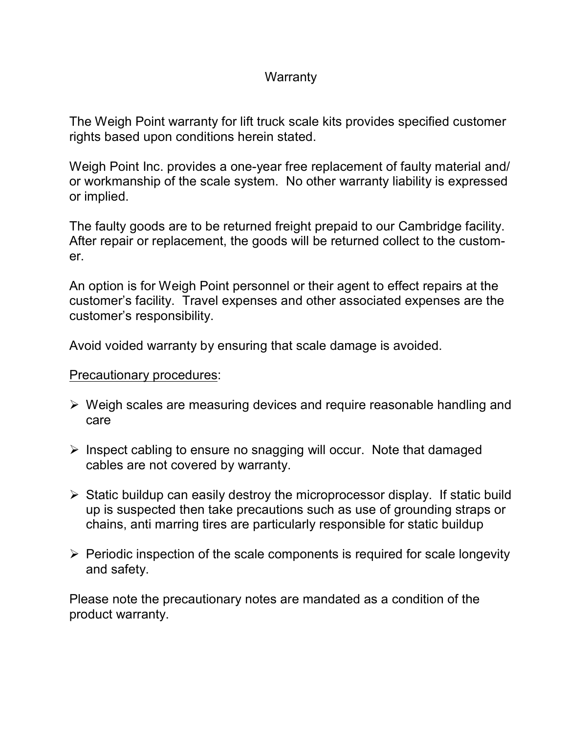# Warranty

The Weigh Point warranty for lift truck scale kits provides specified customer rights based upon conditions herein stated.

Weigh Point Inc. provides a one-year free replacement of faulty material and/ or workmanship of the scale system. No other warranty liability is expressed or implied.

The faulty goods are to be returned freight prepaid to our Cambridge facility. After repair or replacement, the goods will be returned collect to the customer.

An option is for Weigh Point personnel or their agent to effect repairs at the customer's facility. Travel expenses and other associated expenses are the customer's responsibility.

Avoid voided warranty by ensuring that scale damage is avoided.

<u>Precautionary procedures</u>:

- Weigh scales are measuring devices and require reasonable handling and care
- Inspect cabling to ensure no snagging will occur. Note that damaged cables are not covered by warranty.
- Static buildup can easily destroy the microprocessor display. If static build up is suspected then take precautions such as use of grounding straps or chains, anti marring tires are particularly responsible for static buildup
- Periodic inspection of the scale components is required for scale longevity and safety.

Please note the precautionary notes are mandated as a condition of the product warranty.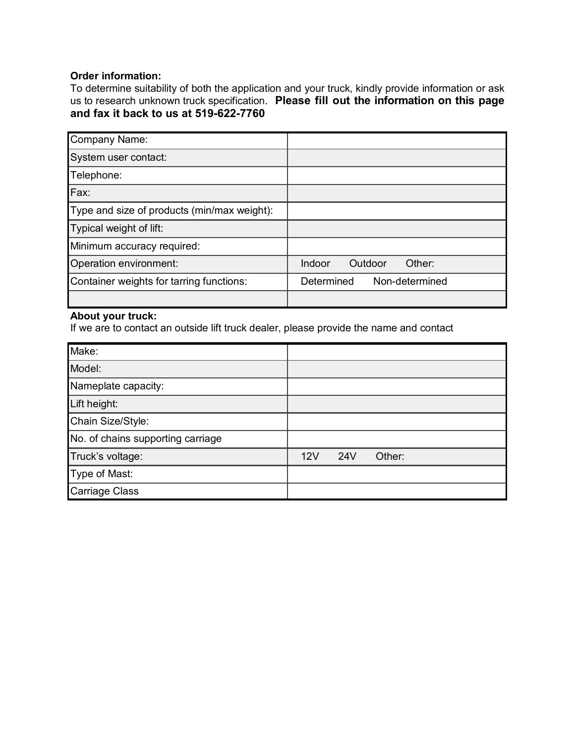**Order information:**

To determine suitability of both the application and your truck, kindly provide information or ask us to research unknown truck specification. **Please fill out the information on this page and fax it back to us at 519-622-7760**

| | |
|---|---|
| Company Name: | |
| System user contact: | |
| Telephone: | |
| Fax: | |
| Type and size of products (min/max weight): | |
| Typical weight of lift: | |
| Minimum accuracy required: | |
| Operation environment: | Indoor Outdoor Other: |
| Container weights for tarring functions: | Determined Non-determined |
| | |

**About your truck:**

If we are to contact an outside lift truck dealer, please provide the name and contact

| | |
|---|---|
| Make: | |
| Model: | |
| Nameplate capacity: | |
| Lift height: | |
| Chain Size/Style: | |
| No. of chains supporting carriage | |
| Truck's voltage: | 12V 24V Other: |
| Type of Mast: | |
| Carriage Class | |